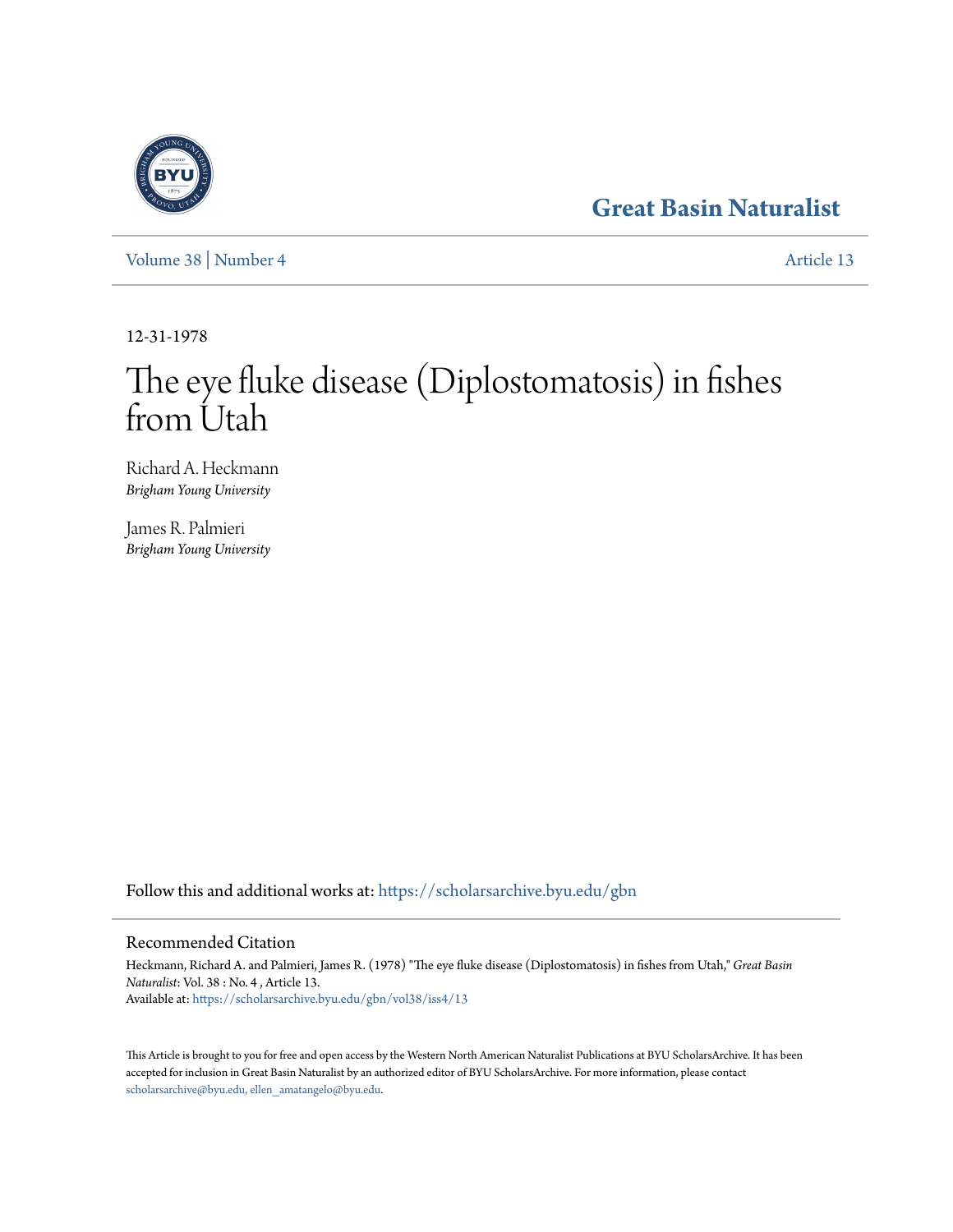Great Basin Naturalist

Volume 38 | Number 4 Article 13

12-31-1978

# The eye fluke disease (Diplostomatosis) in fishes from Utah

Richard A. Heckmann
*Brigham Young University*

James R. Palmieri
*Brigham Young University*

Follow this and additional works at: https://scholarsarchive.byu.edu/gbn

## Recommended Citation

Heckmann, Richard A. and Palmieri, James R. (1978) "The eye fluke disease (Diplostomatosis) in fishes from Utah," *Great Basin Naturalist*: Vol. 38 : No. 4 , Article 13.
Available at: https://scholarsarchive.byu.edu/gbn/vol38/iss4/13

This Article is brought to you for free and open access by the Western North American Naturalist Publications at BYU ScholarsArchive. It has been accepted for inclusion in Great Basin Naturalist by an authorized editor of BYU ScholarsArchive. For more information, please contact scholarsarchive@byu.edu, ellen_amatangelo@byu.edu.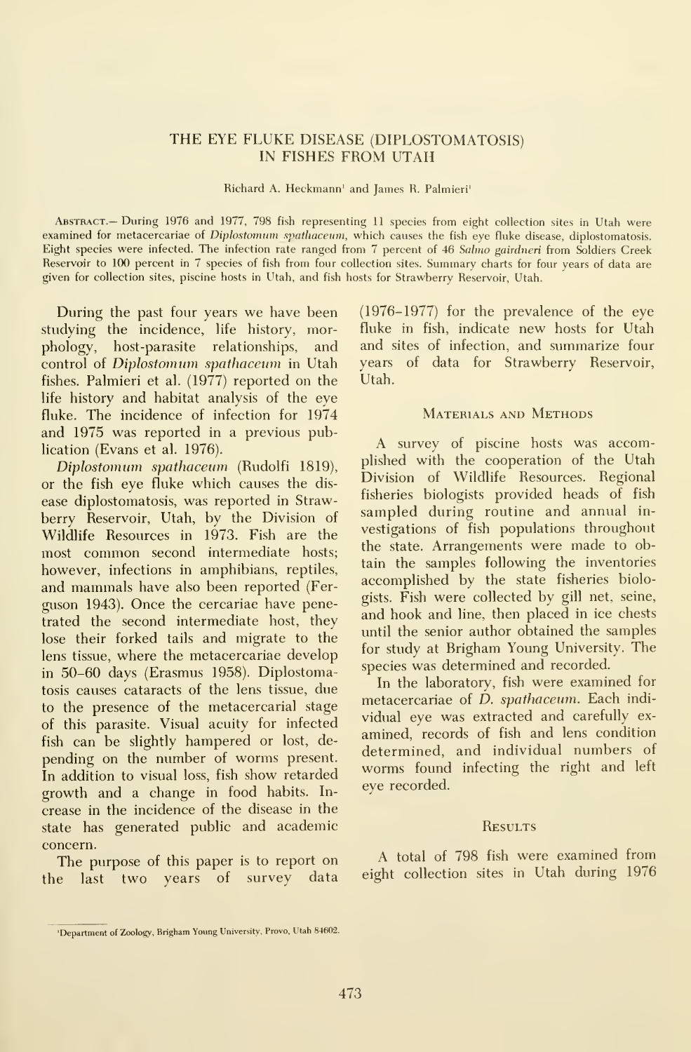# THE EYE FLUKE DISEASE (DIPLOSTOMATOSIS) IN FISHES FROM UTAH

Richard A. Heckmann[1] and James R. Palmieri[1]

ABSTRACT.— During 1976 and 1977, 798 fish representing 11 species from eight collection sites in Utah were examined for metacercariae of *Diplostomum spathaceum*, which causes the fish eye fluke disease, diplostomatosis. Eight species were infected. The infection rate ranged from 7 percent of 46 *Salmo gairdneri* from Soldiers Creek Reservoir to 100 percent in 7 species of fish from four collection sites. Summary charts for four years of data are given for collection sites, piscine hosts in Utah, and fish hosts for Strawberry Reservoir, Utah.

During the past four years we have been studying the incidence, life history, morphology, host-parasite relationships, and control of *Diplostomum spathaceum* in Utah fishes. Palmieri et al. (1977) reported on the life history and habitat analysis of the eye fluke. The incidence of infection for 1974 and 1975 was reported in a previous publication (Evans et al. 1976).

*Diplostomum spathaceum* (Rudolfi 1819), or the fish eye fluke which causes the disease diplostomatosis, was reported in Strawberry Reservoir, Utah, by the Division of Wildlife Resources in 1973. Fish are the most common second intermediate hosts; however, infections in amphibians, reptiles, and mammals have also been reported (Ferguson 1943). Once the cercariae have penetrated the second intermediate host, they lose their forked tails and migrate to the lens tissue, where the metacercariae develop in 50–60 days (Erasmus 1958). Diplostomatosis causes cataracts of the lens tissue, due to the presence of the metacercarial stage of this parasite. Visual acuity for infected fish can be slightly hampered or lost, depending on the number of worms present. In addition to visual loss, fish show retarded growth and a change in food habits. Increase in the incidence of the disease in the state has generated public and academic concern.

The purpose of this paper is to report on the last two years of survey data (1976–1977) for the prevalence of the eye fluke in fish, indicate new hosts for Utah and sites of infection, and summarize four years of data for Strawberry Reservoir, Utah.

## Materials and Methods

A survey of piscine hosts was accomplished with the cooperation of the Utah Division of Wildlife Resources. Regional fisheries biologists provided heads of fish sampled during routine and annual investigations of fish populations throughout the state. Arrangements were made to obtain the samples following the inventories accomplished by the state fisheries biologists. Fish were collected by gill net, seine, and hook and line, then placed in ice chests until the senior author obtained the samples for study at Brigham Young University. The species was determined and recorded.

In the laboratory, fish were examined for metacercariae of *D. spathaceum*. Each individual eye was extracted and carefully examined, records of fish and lens condition determined, and individual numbers of worms found infecting the right and left eye recorded.

## Results

A total of 798 fish were examined from eight collection sites in Utah during 1976

[1]Department of Zoology, Brigham Young University, Provo, Utah 84602.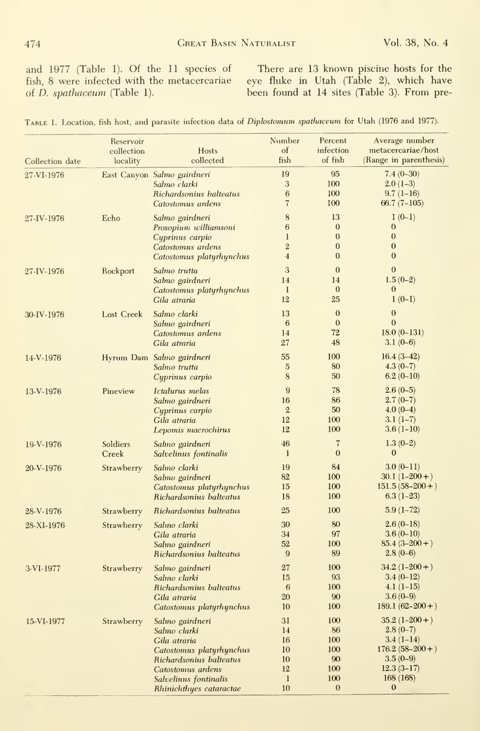and 1977 (Table 1). Of the 11 species of fish, 8 were infected with the metacercariae of *D. spathaceum* (Table 1).

There are 13 known piscine hosts for the eye fluke in Utah (Table 2), which have been found at 14 sites (Table 3). From pre-

Table 1. Location, fish host, and parasite infection data of *Diplostomum spathaceum* for Utah (1976 and 1977).

| Collection date | Reservoir collection locality | Hosts collected | Number of fish | Percent infection of fish | Average number metacercariae/host (Range in parenthesis) |
|---|---|---|---|---|---|
| 27-VI-1976 | East Canyon | *Salmo gairdneri* | 19 | 95 | 7.4 (0–30) |
| | | *Salmo clarki* | 3 | 100 | 2.0 (1–3) |
| | | *Richardsonius balteatus* | 6 | 100 | 9.7 (1–16) |
| | | *Catostomus ardens* | 7 | 100 | 66.7 (7–105) |
| 27-IV-1976 | Echo | *Salmo gairdneri* | 8 | 13 | 1 (0–1) |
| | | *Prosopium williamsoni* | 6 | 0 | 0 |
| | | *Cyprinus carpio* | 1 | 0 | 0 |
| | | *Catostomus ardens* | 2 | 0 | 0 |
| | | *Catostomus platyrhynchus* | 4 | 0 | 0 |
| 27-IV-1976 | Rockport | *Salmo trutta* | 3 | 0 | 0 |
| | | *Salmo gairdneri* | 14 | 14 | 1.5 (0–2) |
| | | *Catostomus platyrhynchus* | 1 | 0 | 0 |
| | | *Gila atraria* | 12 | 25 | 1 (0–1) |
| 30-IV-1976 | Lost Creek | *Salmo clarki* | 13 | 0 | 0 |
| | | *Salmo gairdneri* | 6 | 0 | 0 |
| | | *Catostomus ardens* | 14 | 72 | 18.0 (0–131) |
| | | *Gila atraria* | 27 | 48 | 3.1 (0–6) |
| 14-V-1976 | Hyrum Dam | *Salmo gairdneri* | 55 | 100 | 16.4 (3–42) |
| | | *Salmo trutta* | 5 | 80 | 4.3 (0–7) |
| | | *Cyprinus carpio* | 8 | 50 | 6.2 (0–10) |
| 13-V-1976 | Pineview | *Ictalurus melas* | 9 | 78 | 2.6 (0–5) |
| | | *Salmo gairdneri* | 16 | 86 | 2.7 (0–7) |
| | | *Cyprinus carpio* | 2 | 50 | 4.0 (0–4) |
| | | *Gila atraria* | 12 | 100 | 3.1 (1–7) |
| | | *Lepomis macrochirus* | 12 | 100 | 3.6 (1–10) |
| 19-V-1976 | Soldiers Creek | *Salmo gairdneri* | 46 | 7 | 1.3 (0–2) |
| | | *Salvelinus fontinalis* | 1 | 0 | 0 |
| 20-V-1976 | Strawberry | *Salmo clarki* | 19 | 84 | 3.0 (0–11) |
| | | *Salmo gairdneri* | 82 | 100 | 30.1 (1–200+) |
| | | *Catostomus platyrhynchus* | 15 | 100 | 151.5 (58–200+) |
| | | *Richardsonius balteatus* | 18 | 100 | 6.3 (1–23) |
| 28-V-1976 | Strawberry | *Richardsonius balteatus* | 25 | 100 | 5.9 (1–72) |
| 28-XI-1976 | Strawberry | *Salmo clarki* | 30 | 80 | 2.6 (0–18) |
| | | *Gila atraria* | 34 | 97 | 3.6 (0–10) |
| | | *Salmo gairdneri* | 52 | 100 | 85.4 (3–200+) |
| | | *Richardsonius balteatus* | 9 | 89 | 2.8 (0–6) |
| 3-VI-1977 | Strawberry | *Salmo gairdneri* | 27 | 100 | 34.2 (1–200+) |
| | | *Salmo clarki* | 15 | 93 | 3.4 (0–12) |
| | | *Richardsonius balteatus* | 6 | 100 | 4.1 (1–15) |
| | | *Gila atraria* | 20 | 90 | 3.6 (0–9) |
| | | *Catostomus platyrhynchus* | 10 | 100 | 189.1 (62–200+) |
| 15-VI-1977 | Strawberry | *Salmo gairdneri* | 31 | 100 | 35.2 (1–200+) |
| | | *Salmo clarki* | 14 | 86 | 2.8 (0–7) |
| | | *Gila atraria* | 16 | 100 | 3.4 (1–14) |
| | | *Catostomus platyrhynchus* | 10 | 100 | 176.2 (58–200+) |
| | | *Richardsonius balteatus* | 10 | 90 | 3.5 (0–9) |
| | | *Catostomus ardens* | 12 | 100 | 12.3 (3–17) |
| | | *Salvelinus fontinalis* | 1 | 100 | 168 (168) |
| | | *Rhinichthyes cataractae* | 10 | 0 | 0 |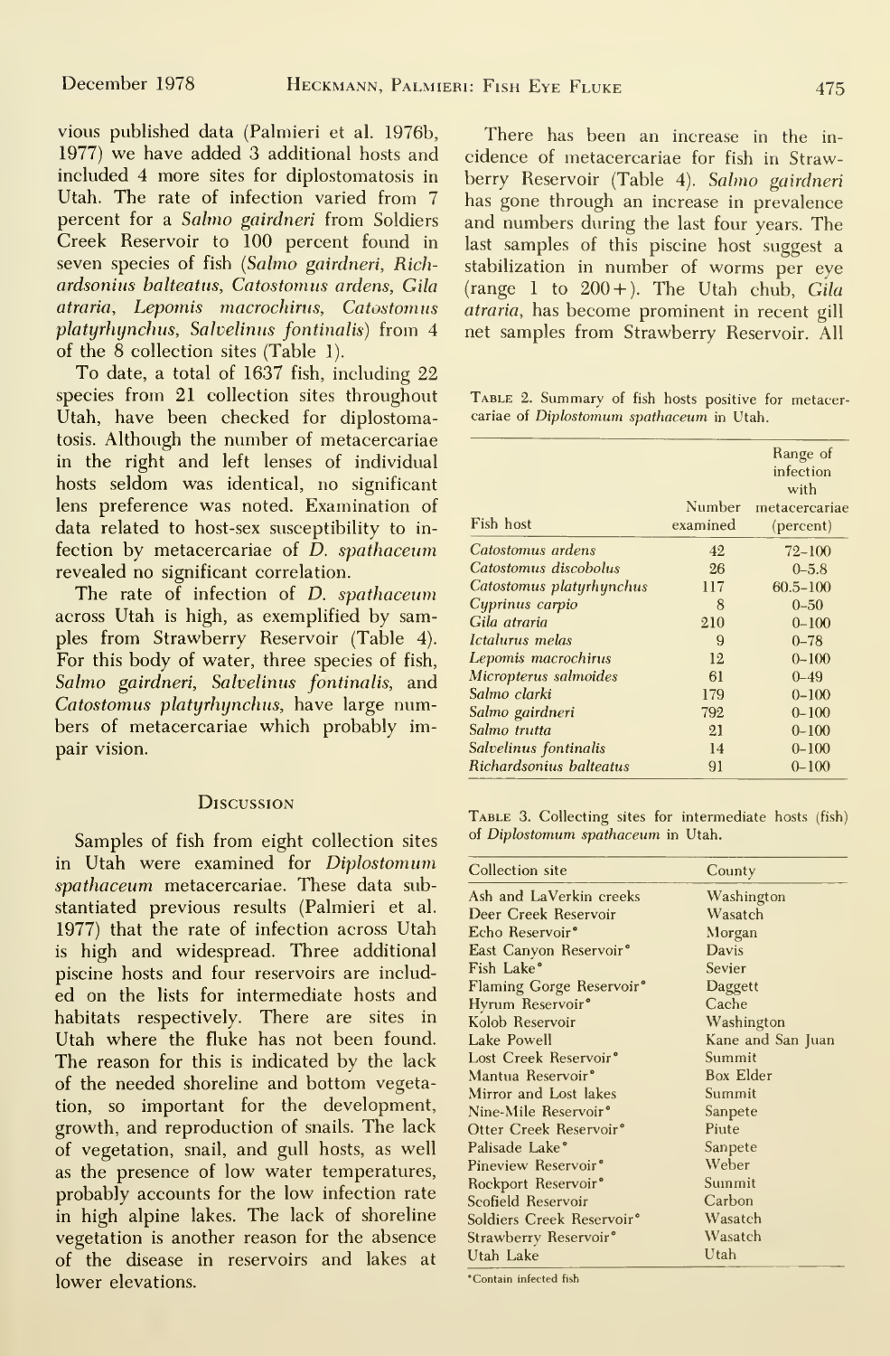vious published data (Palmieri et al. 1976b, 1977) we have added 3 additional hosts and included 4 more sites for diplostomatosis in Utah. The rate of infection varied from 7 percent for a *Salmo gairdneri* from Soldiers Creek Reservoir to 100 percent found in seven species of fish (*Salmo gairdneri, Richardsonius balteatus, Catostomus ardens, Gila atraria, Lepomis macrochirus, Catostomus platyrhynchus, Salvelinus fontinalis*) from 4 of the 8 collection sites (Table 1).

To date, a total of 1637 fish, including 22 species from 21 collection sites throughout Utah, have been checked for diplostomatosis. Although the number of metacercariae in the right and left lenses of individual hosts seldom was identical, no significant lens preference was noted. Examination of data related to host-sex susceptibility to infection by metacercariae of *D. spathaceum* revealed no significant correlation.

The rate of infection of *D. spathaceum* across Utah is high, as exemplified by samples from Strawberry Reservoir (Table 4). For this body of water, three species of fish, *Salmo gairdneri, Salvelinus fontinalis,* and *Catostomus platyrhynchus*, have large numbers of metacercariae which probably impair vision.

## Discussion

Samples of fish from eight collection sites in Utah were examined for *Diplostomum spathaceum* metacercariae. These data substantiated previous results (Palmieri et al. 1977) that the rate of infection across Utah is high and widespread. Three additional piscine hosts and four reservoirs are included on the lists for intermediate hosts and habitats respectively. There are sites in Utah where the fluke has not been found. The reason for this is indicated by the lack of the needed shoreline and bottom vegetation, so important for the development, growth, and reproduction of snails. The lack of vegetation, snail, and gull hosts, as well as the presence of low water temperatures, probably accounts for the low infection rate in high alpine lakes. The lack of shoreline vegetation is another reason for the absence of the disease in reservoirs and lakes at lower elevations.

There has been an increase in the incidence of metacercariae for fish in Strawberry Reservoir (Table 4). *Salmo gairdneri* has gone through an increase in prevalence and numbers during the last four years. The last samples of this piscine host suggest a stabilization in number of worms per eye (range 1 to 200+). The Utah chub, *Gila atraria*, has become prominent in recent gill net samples from Strawberry Reservoir. All

Table 2. Summary of fish hosts positive for metacercariae of *Diplostomum spathaceum* in Utah.

| Fish host | Number examined | Range of infection with metacercariae (percent) |
|---|---|---|
| *Catostomus ardens* | 42 | 72–100 |
| *Catostomus discobolus* | 26 | 0–5.8 |
| *Catostomus platyrhynchus* | 117 | 60.5–100 |
| *Cyprinus carpio* | 8 | 0–50 |
| *Gila atraria* | 210 | 0–100 |
| *Ictalurus melas* | 9 | 0–78 |
| *Lepomis macrochirus* | 12 | 0–100 |
| *Micropterus salmoides* | 61 | 0–49 |
| *Salmo clarki* | 179 | 0–100 |
| *Salmo gairdneri* | 792 | 0–100 |
| *Salmo trutta* | 21 | 0–100 |
| *Salvelinus fontinalis* | 14 | 0–100 |
| *Richardsonius balteatus* | 91 | 0–100 |

Table 3. Collecting sites for intermediate hosts (fish) of *Diplostomum spathaceum* in Utah.

| Collection site | County |
|---|---|
| Ash and LaVerkin creeks | Washington |
| Deer Creek Reservoir | Wasatch |
| Echo Reservoir* | Morgan |
| East Canyon Reservoir* | Davis |
| Fish Lake* | Sevier |
| Flaming Gorge Reservoir* | Daggett |
| Hyrum Reservoir* | Cache |
| Kolob Reservoir | Washington |
| Lake Powell | Kane and San Juan |
| Lost Creek Reservoir* | Summit |
| Mantua Reservoir* | Box Elder |
| Mirror and Lost lakes | Summit |
| Nine-Mile Reservoir* | Sanpete |
| Otter Creek Reservoir* | Piute |
| Palisade Lake* | Sanpete |
| Pineview Reservoir* | Weber |
| Rockport Reservoir* | Summit |
| Scofield Reservoir | Carbon |
| Soldiers Creek Reservoir* | Wasatch |
| Strawberry Reservoir* | Wasatch |
| Utah Lake | Utah |

*Contain infected fish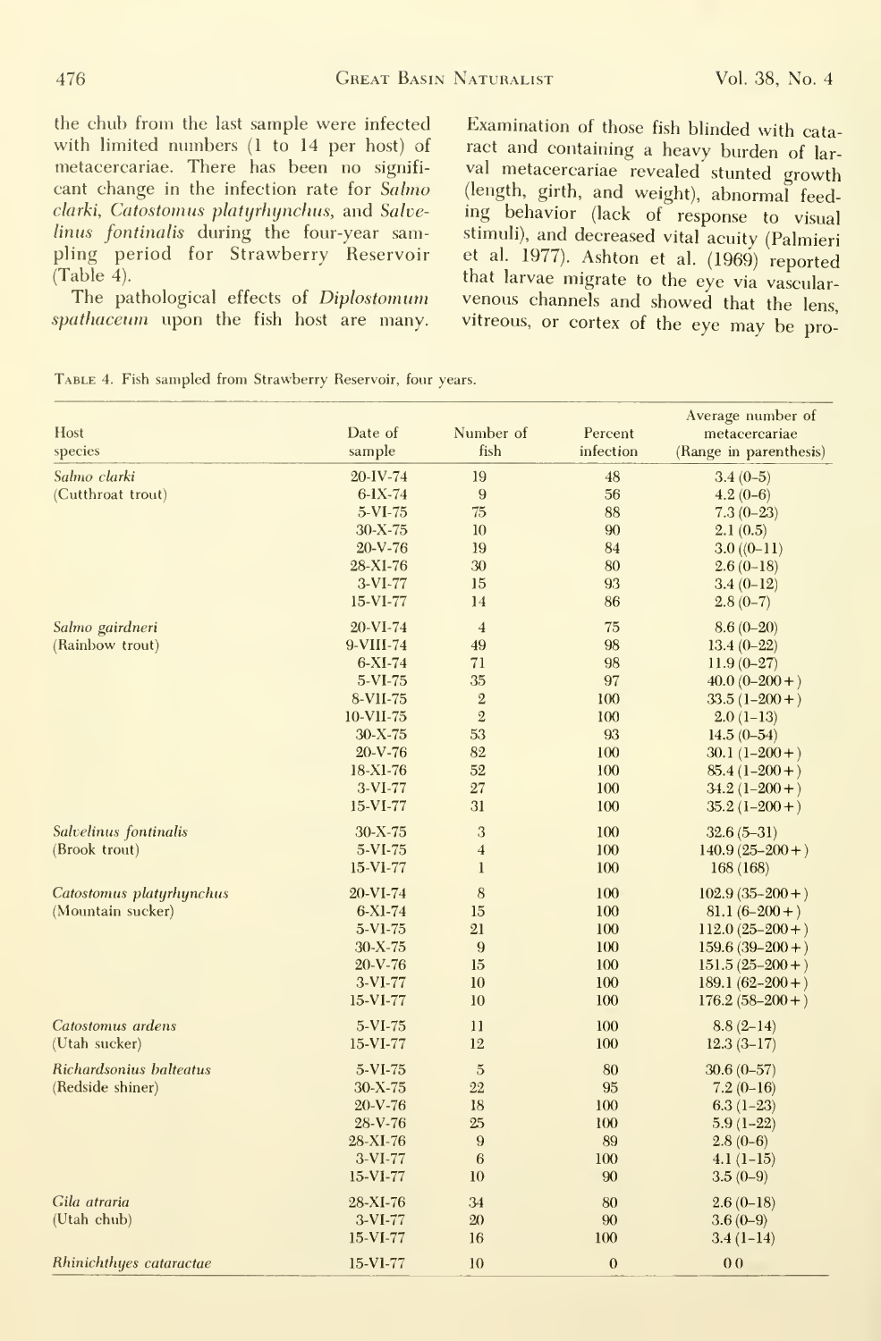the chub from the last sample were infected with limited numbers (1 to 14 per host) of metacercariae. There has been no significant change in the infection rate for *Salmo clarki*, *Catostomus platyrhynchus*, and *Salvelinus fontinalis* during the four-year sampling period for Strawberry Reservoir (Table 4).

The pathological effects of *Diplostomum spathaceum* upon the fish host are many. Examination of those fish blinded with cataract and containing a heavy burden of larval metacercariae revealed stunted growth (length, girth, and weight), abnormal feeding behavior (lack of response to visual stimuli), and decreased vital acuity (Palmieri et al. 1977). Ashton et al. (1969) reported that larvae migrate to the eye via vascular-venous channels and showed that the lens, vitreous, or cortex of the eye may be pro-

Table 4. Fish sampled from Strawberry Reservoir, four years.

| Host species | Date of sample | Number of fish | Percent infection | Average number of metacercariae (Range in parenthesis) |
|---|---|---|---|---|
| *Salmo clarki* | 20-IV-74 | 19 | 48 | 3.4 (0–5) |
| (Cutthroat trout) | 6-IX-74 | 9 | 56 | 4.2 (0–6) |
| | 5-VI-75 | 75 | 88 | 7.3 (0–23) |
| | 30-X-75 | 10 | 90 | 2.1 (0.5) |
| | 20-V-76 | 19 | 84 | 3.0 ((0–11) |
| | 28-XI-76 | 30 | 80 | 2.6 (0–18) |
| | 3-VI-77 | 15 | 93 | 3.4 (0–12) |
| | 15-VI-77 | 14 | 86 | 2.8 (0–7) |
| *Salmo gairdneri* | 20-VI-74 | 4 | 75 | 8.6 (0–20) |
| (Rainbow trout) | 9-VIII-74 | 49 | 98 | 13.4 (0–22) |
| | 6-XI-74 | 71 | 98 | 11.9 (0–27) |
| | 5-VI-75 | 35 | 97 | 40.0 (0–200+) |
| | 8-VII-75 | 2 | 100 | 33.5 (1–200+) |
| | 10-VII-75 | 2 | 100 | 2.0 (1–13) |
| | 30-X-75 | 53 | 93 | 14.5 (0–54) |
| | 20-V-76 | 82 | 100 | 30.1 (1–200+) |
| | 18-XI-76 | 52 | 100 | 85.4 (1–200+) |
| | 3-VI-77 | 27 | 100 | 34.2 (1–200+) |
| | 15-VI-77 | 31 | 100 | 35.2 (1–200+) |
| *Salvelinus fontinalis* | 30-X-75 | 3 | 100 | 32.6 (5–31) |
| (Brook trout) | 5-VI-75 | 4 | 100 | 140.9 (25–200+) |
| | 15-VI-77 | 1 | 100 | 168 (168) |
| *Catostomus platyrhynchus* | 20-VI-74 | 8 | 100 | 102.9 (35–200+) |
| (Mountain sucker) | 6-XI-74 | 15 | 100 | 81.1 (6–200+) |
| | 5-VI-75 | 21 | 100 | 112.0 (25–200+) |
| | 30-X-75 | 9 | 100 | 159.6 (39–200+) |
| | 20-V-76 | 15 | 100 | 151.5 (25–200+) |
| | 3-VI-77 | 10 | 100 | 189.1 (62–200+) |
| | 15-VI-77 | 10 | 100 | 176.2 (58–200+) |
| *Catostomus ardens* | 5-VI-75 | 11 | 100 | 8.8 (2–14) |
| (Utah sucker) | 15-VI-77 | 12 | 100 | 12.3 (3–17) |
| *Richardsonius balteatus* | 5-VI-75 | 5 | 80 | 30.6 (0–57) |
| (Redside shiner) | 30-X-75 | 22 | 95 | 7.2 (0–16) |
| | 20-V-76 | 18 | 100 | 6.3 (1–23) |
| | 28-V-76 | 25 | 100 | 5.9 (1–22) |
| | 28-XI-76 | 9 | 89 | 2.8 (0–6) |
| | 3-VI-77 | 6 | 100 | 4.1 (1–15) |
| | 15-VI-77 | 10 | 90 | 3.5 (0–9) |
| *Gila atraria* | 28-XI-76 | 34 | 80 | 2.6 (0–18) |
| (Utah chub) | 3-VI-77 | 20 | 90 | 3.6 (0–9) |
| | 15-VI-77 | 16 | 100 | 3.4 (1–14) |
| *Rhinichthyes cataractae* | 15-VI-77 | 10 | 0 | 0 0 |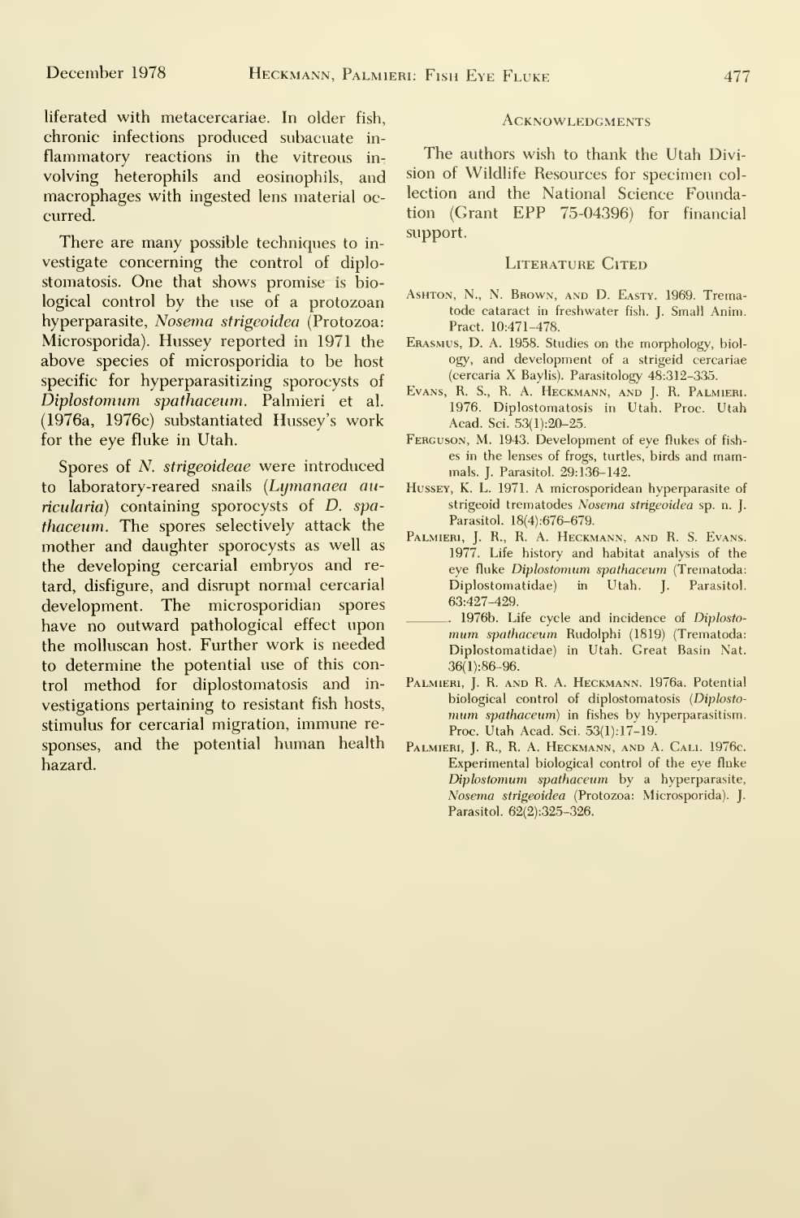liferated with metacercariae. In older fish, chronic infections produced subacuate inflammatory reactions in the vitreous involving heterophils and eosinophils, and macrophages with ingested lens material occurred.

There are many possible techniques to investigate concerning the control of diplostomatosis. One that shows promise is biological control by the use of a protozoan hyperparasite, *Nosema strigeoidea* (Protozoa: Microsporida). Hussey reported in 1971 the above species of microsporidia to be host specific for hyperparasitizing sporocysts of *Diplostomum spathaceum*. Palmieri et al. (1976a, 1976c) substantiated Hussey's work for the eye fluke in Utah.

Spores of *N. strigeoideae* were introduced to laboratory-reared snails (*Lymanaea auricularia*) containing sporocysts of *D. spathaceum*. The spores selectively attack the mother and daughter sporocysts as well as the developing cercarial embryos and retard, disfigure, and disrupt normal cercarial development. The microsporidian spores have no outward pathological effect upon the molluscan host. Further work is needed to determine the potential use of this control method for diplostomatosis and investigations pertaining to resistant fish hosts, stimulus for cercarial migration, immune responses, and the potential human health hazard.

## Acknowledgments

The authors wish to thank the Utah Division of Wildlife Resources for specimen collection and the National Science Foundation (Grant EPP 75-04396) for financial support.

## Literature Cited

Ashton, N., N. Brown, and D. Easty. 1969. Trematode cataract in freshwater fish. J. Small Anim. Pract. 10:471–478.

Erasmus, D. A. 1958. Studies on the morphology, biology, and development of a strigeid cercariae (cercaria X Baylis). Parasitology 48:312–335.

Evans, R. S., R. A. Heckmann, and J. R. Palmieri. 1976. Diplostomatosis in Utah. Proc. Utah Acad. Sci. 53(1):20–25.

Ferguson, M. 1943. Development of eye flukes of fishes in the lenses of frogs, turtles, birds and mammals. J. Parasitol. 29:136–142.

Hussey, K. L. 1971. A microsporidean hyperparasite of strigeoid trematodes *Nosema strigeoidea* sp. n. J. Parasitol. 18(4):676–679.

Palmieri, J. R., R. A. Heckmann, and R. S. Evans. 1977. Life history and habitat analysis of the eye fluke *Diplostomum spathaceum* (Trematoda: Diplostomatidae) in Utah. J. Parasitol. 63:427–429.

———. 1976b. Life cycle and incidence of *Diplostomum spathaceum* Rudolphi (1819) (Trematoda: Diplostomatidae) in Utah. Great Basin Nat. 36(1):86–96.

Palmieri, J. R. and R. A. Heckmann. 1976a. Potential biological control of diplostomatosis (*Diplostomum spathaceum*) in fishes by hyperparasitism. Proc. Utah Acad. Sci. 53(1):17–19.

Palmieri, J. R., R. A. Heckmann, and A. Cali. 1976c. Experimental biological control of the eye fluke *Diplostomum spathaceum* by a hyperparasite, *Nosema strigeoidea* (Protozoa: Microsporida). J. Parasitol. 62(2):325–326.